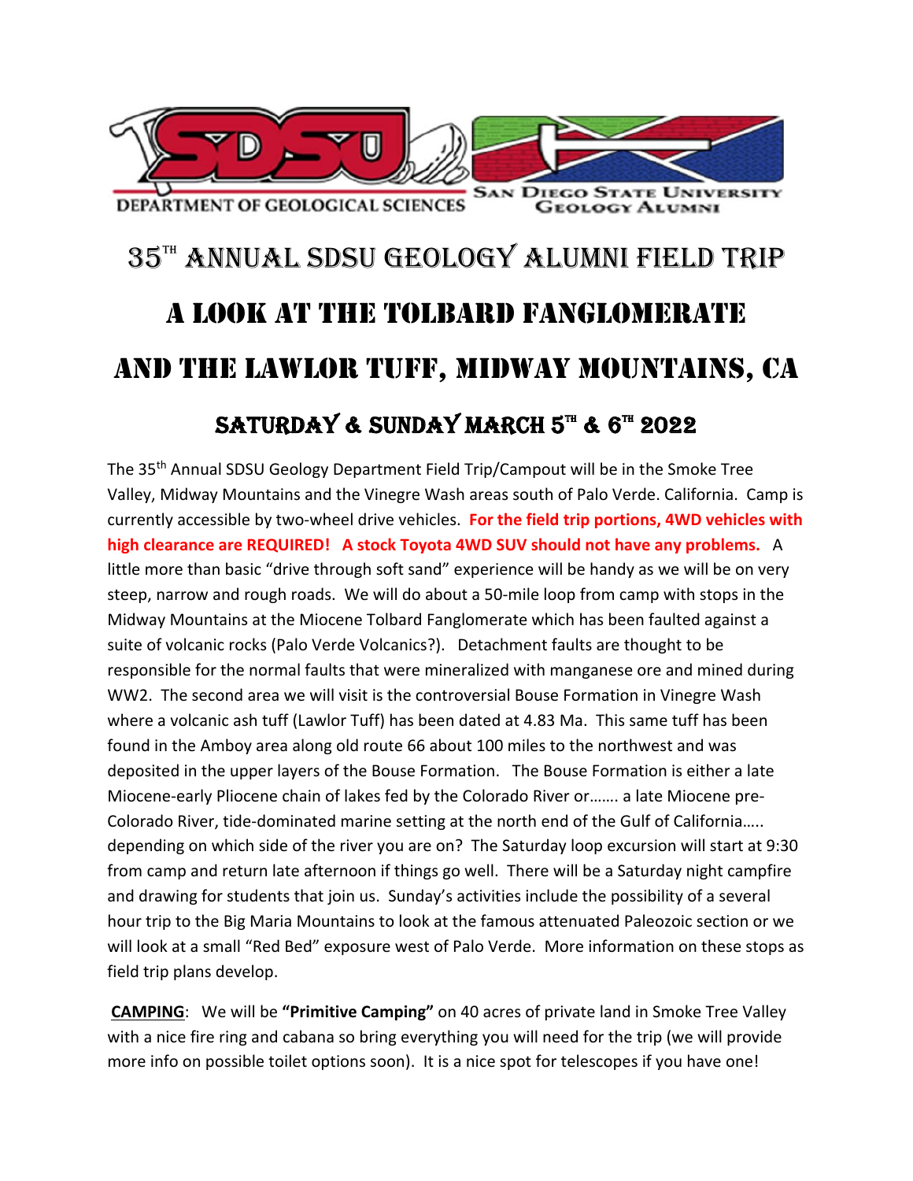SDSU DEPARTMENT OF GEOLOGICAL SCIENCES

SAN DIEGO STATE UNIVERSITY GEOLOGY ALUMNI

# 35TH ANNUAL SDSU GEOLOGY ALUMNI FIELD TRIP

# A LOOK AT THE TOLBARD FANGLOMERATE AND THE LAWLOR TUFF, MIDWAY MOUNTAINS, CA

## SATURDAY & SUNDAY MARCH 5TH & 6TH 2022

The 35th Annual SDSU Geology Department Field Trip/Campout will be in the Smoke Tree Valley, Midway Mountains and the Vinegre Wash areas south of Palo Verde. California. Camp is currently accessible by two-wheel drive vehicles. **For the field trip portions, 4WD vehicles with high clearance are REQUIRED! A stock Toyota 4WD SUV should not have any problems.** A little more than basic "drive through soft sand" experience will be handy as we will be on very steep, narrow and rough roads. We will do about a 50-mile loop from camp with stops in the Midway Mountains at the Miocene Tolbard Fanglomerate which has been faulted against a suite of volcanic rocks (Palo Verde Volcanics?). Detachment faults are thought to be responsible for the normal faults that were mineralized with manganese ore and mined during WW2. The second area we will visit is the controversial Bouse Formation in Vinegre Wash where a volcanic ash tuff (Lawlor Tuff) has been dated at 4.83 Ma. This same tuff has been found in the Amboy area along old route 66 about 100 miles to the northwest and was deposited in the upper layers of the Bouse Formation. The Bouse Formation is either a late Miocene-early Pliocene chain of lakes fed by the Colorado River or……. a late Miocene pre-Colorado River, tide-dominated marine setting at the north end of the Gulf of California….. depending on which side of the river you are on? The Saturday loop excursion will start at 9:30 from camp and return late afternoon if things go well. There will be a Saturday night campfire and drawing for students that join us. Sunday's activities include the possibility of a several hour trip to the Big Maria Mountains to look at the famous attenuated Paleozoic section or we will look at a small "Red Bed" exposure west of Palo Verde. More information on these stops as field trip plans develop.

**CAMPING**: We will be **"Primitive Camping"** on 40 acres of private land in Smoke Tree Valley with a nice fire ring and cabana so bring everything you will need for the trip (we will provide more info on possible toilet options soon). It is a nice spot for telescopes if you have one!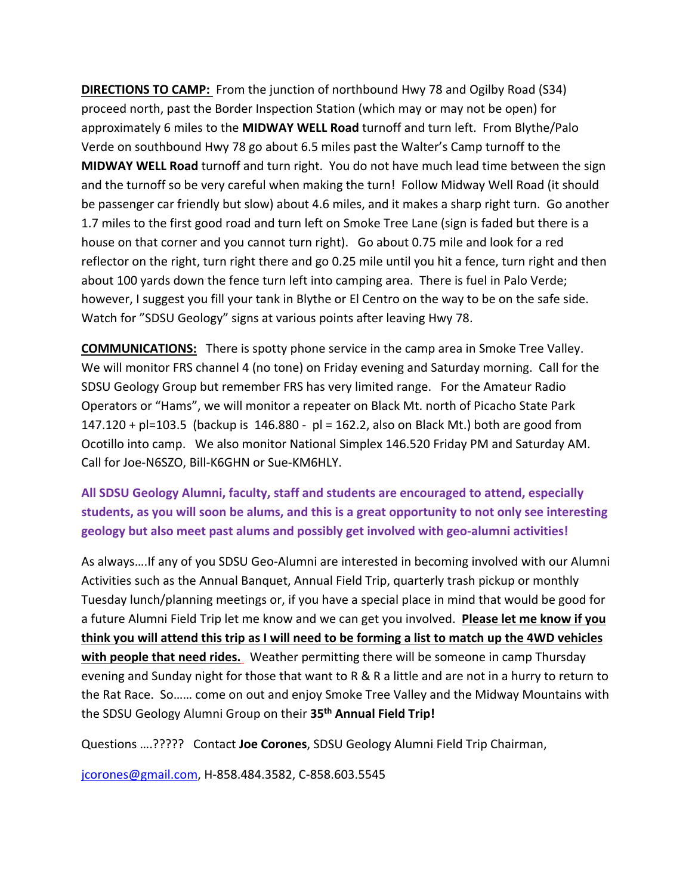**DIRECTIONS TO CAMP:** From the junction of northbound Hwy 78 and Ogilby Road (S34) proceed north, past the Border Inspection Station (which may or may not be open) for approximately 6 miles to the **MIDWAY WELL Road** turnoff and turn left. From Blythe/Palo Verde on southbound Hwy 78 go about 6.5 miles past the Walter's Camp turnoff to the **MIDWAY WELL Road** turnoff and turn right. You do not have much lead time between the sign and the turnoff so be very careful when making the turn! Follow Midway Well Road (it should be passenger car friendly but slow) about 4.6 miles, and it makes a sharp right turn. Go another 1.7 miles to the first good road and turn left on Smoke Tree Lane (sign is faded but there is a house on that corner and you cannot turn right). Go about 0.75 mile and look for a red reflector on the right, turn right there and go 0.25 mile until you hit a fence, turn right and then about 100 yards down the fence turn left into camping area. There is fuel in Palo Verde; however, I suggest you fill your tank in Blythe or El Centro on the way to be on the safe side. Watch for "SDSU Geology" signs at various points after leaving Hwy 78.

**COMMUNICATIONS:** There is spotty phone service in the camp area in Smoke Tree Valley. We will monitor FRS channel 4 (no tone) on Friday evening and Saturday morning. Call for the SDSU Geology Group but remember FRS has very limited range. For the Amateur Radio Operators or "Hams", we will monitor a repeater on Black Mt. north of Picacho State Park 147.120 + pl=103.5 (backup is 146.880 - pl = 162.2, also on Black Mt.) both are good from Ocotillo into camp. We also monitor National Simplex 146.520 Friday PM and Saturday AM. Call for Joe-N6SZO, Bill-K6GHN or Sue-KM6HLY.

**All SDSU Geology Alumni, faculty, staff and students are encouraged to attend, especially students, as you will soon be alums, and this is a great opportunity to not only see interesting geology but also meet past alums and possibly get involved with geo-alumni activities!**

As always….If any of you SDSU Geo-Alumni are interested in becoming involved with our Alumni Activities such as the Annual Banquet, Annual Field Trip, quarterly trash pickup or monthly Tuesday lunch/planning meetings or, if you have a special place in mind that would be good for a future Alumni Field Trip let me know and we can get you involved. **Please let me know if you think you will attend this trip as I will need to be forming a list to match up the 4WD vehicles with people that need rides.** Weather permitting there will be someone in camp Thursday evening and Sunday night for those that want to R & R a little and are not in a hurry to return to the Rat Race. So…… come on out and enjoy Smoke Tree Valley and the Midway Mountains with the SDSU Geology Alumni Group on their **35th Annual Field Trip!**

Questions ….????? Contact **Joe Corones**, SDSU Geology Alumni Field Trip Chairman,

jcorones@gmail.com, H-858.484.3582, C-858.603.5545